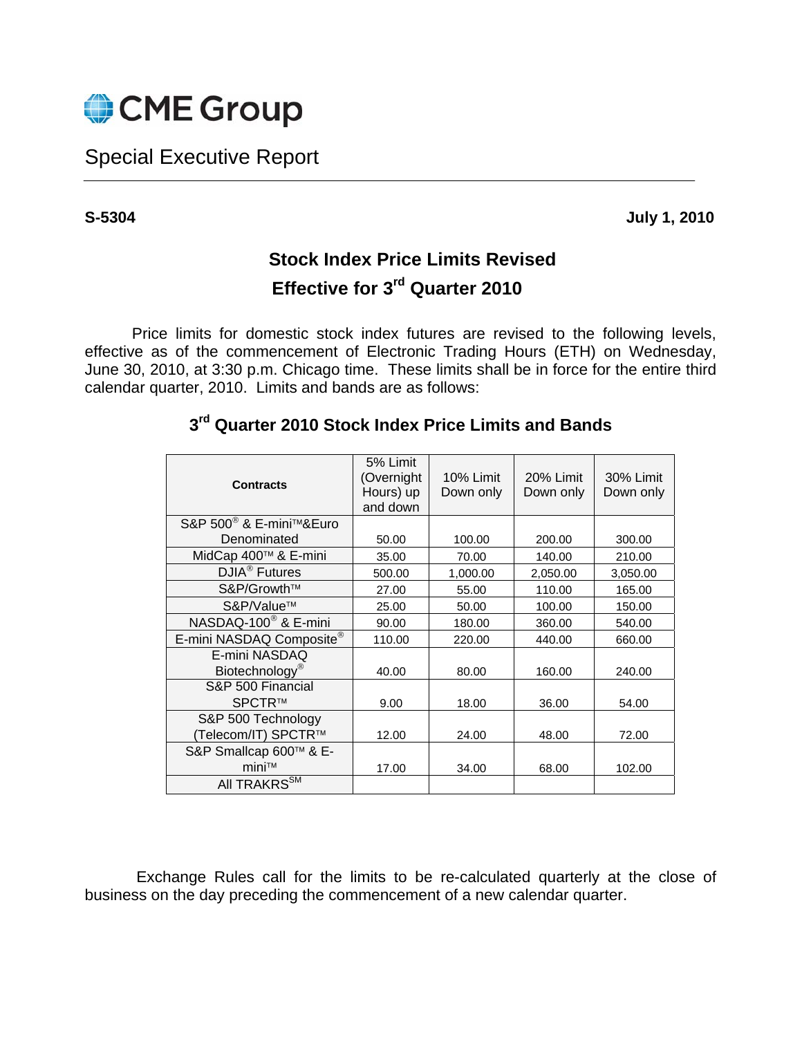CME Group

Special Executive Report

**S-5304** **July 1, 2010**

## Stock Index Price Limits Revised Effective for 3rd Quarter 2010

Price limits for domestic stock index futures are revised to the following levels, effective as of the commencement of Electronic Trading Hours (ETH) on Wednesday, June 30, 2010, at 3:30 p.m. Chicago time. These limits shall be in force for the entire third calendar quarter, 2010. Limits and bands are as follows:

### 3rd Quarter 2010 Stock Index Price Limits and Bands

| Contracts | 5% Limit (Overnight Hours) up and down | 10% Limit Down only | 20% Limit Down only | 30% Limit Down only |
|---|---|---|---|---|
| S&P 500® & E-mini™&Euro Denominated | 50.00 | 100.00 | 200.00 | 300.00 |
| MidCap 400™ & E-mini | 35.00 | 70.00 | 140.00 | 210.00 |
| DJIA® Futures | 500.00 | 1,000.00 | 2,050.00 | 3,050.00 |
| S&P/Growth™ | 27.00 | 55.00 | 110.00 | 165.00 |
| S&P/Value™ | 25.00 | 50.00 | 100.00 | 150.00 |
| NASDAQ-100® & E-mini | 90.00 | 180.00 | 360.00 | 540.00 |
| E-mini NASDAQ Composite® | 110.00 | 220.00 | 440.00 | 660.00 |
| E-mini NASDAQ Biotechnology® | 40.00 | 80.00 | 160.00 | 240.00 |
| S&P 500 Financial SPCTR™ | 9.00 | 18.00 | 36.00 | 54.00 |
| S&P 500 Technology (Telecom/IT) SPCTR™ | 12.00 | 24.00 | 48.00 | 72.00 |
| S&P Smallcap 600™ & E-mini™ | 17.00 | 34.00 | 68.00 | 102.00 |
| All TRAKRS℠ | | | | |

Exchange Rules call for the limits to be re-calculated quarterly at the close of business on the day preceding the commencement of a new calendar quarter.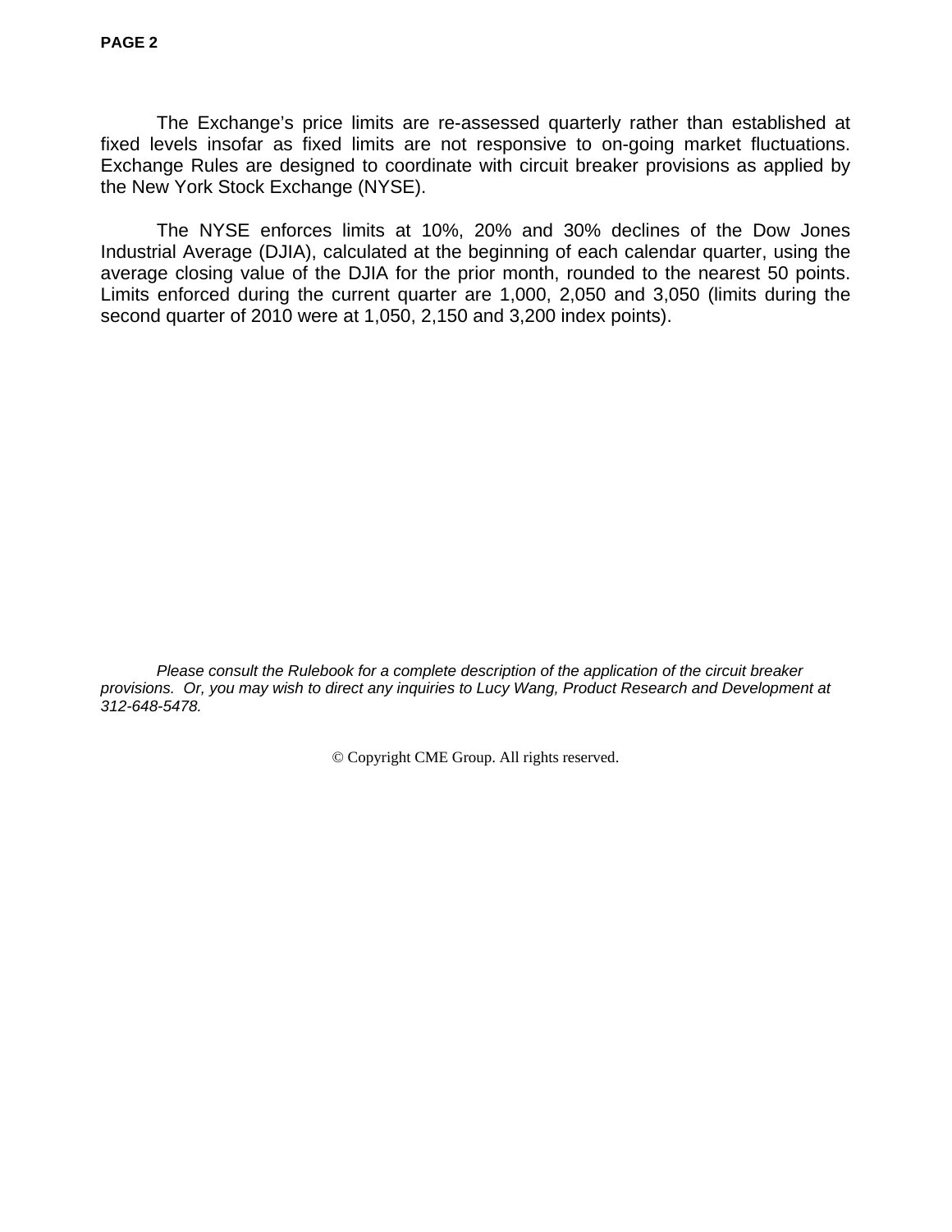The Exchange's price limits are re-assessed quarterly rather than established at fixed levels insofar as fixed limits are not responsive to on-going market fluctuations. Exchange Rules are designed to coordinate with circuit breaker provisions as applied by the New York Stock Exchange (NYSE).

The NYSE enforces limits at 10%, 20% and 30% declines of the Dow Jones Industrial Average (DJIA), calculated at the beginning of each calendar quarter, using the average closing value of the DJIA for the prior month, rounded to the nearest 50 points. Limits enforced during the current quarter are 1,000, 2,050 and 3,050 (limits during the second quarter of 2010 were at 1,050, 2,150 and 3,200 index points).

*Please consult the Rulebook for a complete description of the application of the circuit breaker provisions. Or, you may wish to direct any inquiries to Lucy Wang, Product Research and Development at 312-648-5478.*

© Copyright CME Group. All rights reserved.